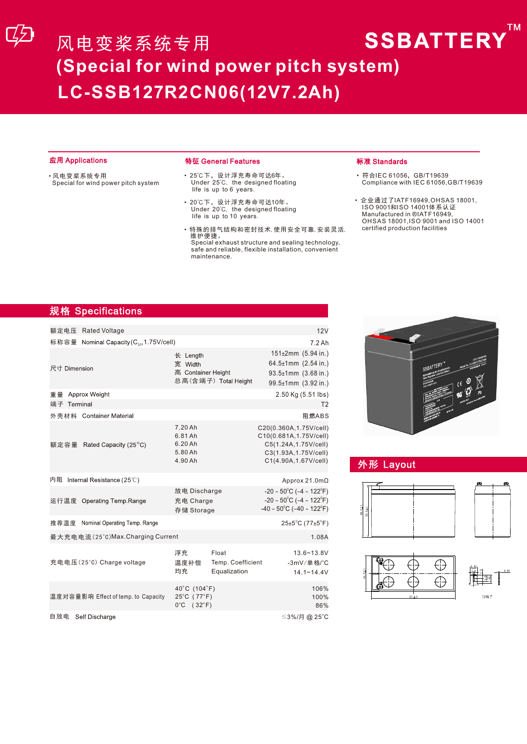# 风电变桨系统专用

SSBATTERY™

# (Special for wind power pitch system)

# LC-SSB127R2CN06(12V7.2Ah)

## 应用 Applications

- 风电变桨系统专用
  Special for wind power pitch system

## 特征 General Features

- 25℃下，设计浮充寿命可达6年。
  Under 25℃, the designed floating life is up to 6 years.
- 20℃下，设计浮充寿命可达10年。
  Under 20℃, the designed floating life is up to 10 years.
- 特殊的排气结构和密封技术, 使用安全可靠, 安装灵活, 维护便捷。
  Special exhaust structure and sealing technology, safe and reliable, flexible installation, convenient maintenance.

## 标准 Standards

- 符合IEC 61056，GB/T19639
  Compliance with IEC 61056,GB/T19639
- 企业通过了IATF16949,OHSAS 18001, ISO 9001和ISO 14001体系认证
  Manufactured in ®IATF16949, OHSAS 18001,ISO 9001 and ISO 14001 certified production facilities

## 规格 Specifications

| | | |
|---|---|---|
| 额定电压 Rated Voltage | | 12V |
| 标称容量 Nominal Capacity($C_{20}$,1.75V/cell) | | 7.2 Ah |
| 尺寸 Dimension | 长 Length | 151±2mm (5.94 in.) |
| | 宽 Width | 64.5±1mm (2.54 in.) |
| | 高 Container Height | 93.5±1mm (3.68 in.) |
| | 总高(含端子) Total Height | 99.5±1mm (3.92 in.) |
| 重量 Approx Weight | | 2.50 Kg (5.51 lbs) |
| 端子 Terminal | | T2 |
| 外壳材料 Container Material | | 阻燃ABS |
| 额定容量 Rated Capacity (25°C) | 7.20 Ah | C20(0.360A,1.75V/cell) |
| | 6.81 Ah | C10(0.681A,1.75V/cell) |
| | 6.20 Ah | C5(1.24A,1.75V/cell) |
| | 5.80 Ah | C3(1.93A,1.75V/cell) |
| | 4.90 Ah | C1(4.90A,1.67V/cell) |
| 内阻 Internal Resistance (25℃) | | Approx 21.0mΩ |
| 运行温度 Operating Temp.Range | 放电 Discharge | -20 ~ 50°C (-4 ~ 122°F) |
| | 充电 Charge | -20 ~ 50°C (-4 ~ 122°F) |
| | 存储 Storage | -40 ~ 50°C (-40 ~ 122°F) |
| 推荐温度 Nominal Operating Temp. Range | | 25±5°C (77±5°F) |
| 最大充电电流(25℃)Max.Charging Current | | 1.08A |
| 充电电压(25℃) Charge voltage | 浮充 Float | 13.6~13.8V |
| | 温度补偿 Temp. Coefficient | -3mV/单格/°C |
| | 均充 Equalization | 14.1~14.4V |
| 温度对容量影响 Effect of temp. to Capacity | 40°C (104°F) | 106% |
| | 25°C (77°F) | 100% |
| | 0°C (32°F) | 86% |
| 自放电 Self Discharge | | ≤3%/月 @ 25°C |

## 外形 Layout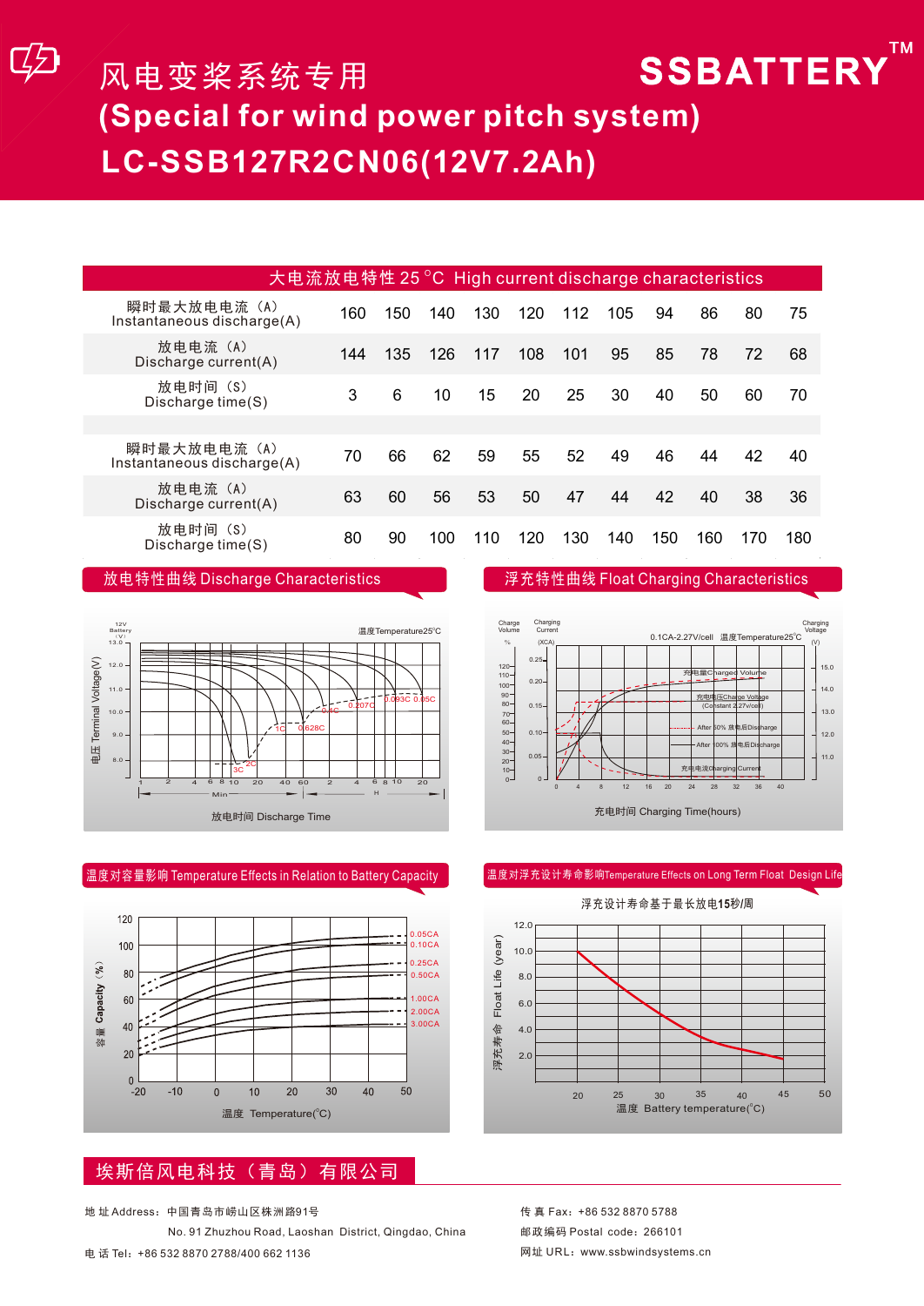# 风电变桨系统专用

# (Special for wind power pitch system)

# LC-SSB127R2CN06(12V7.2Ah)

SSBATTERY™

## 大电流放电特性 25 °C High current discharge characteristics

| | | | | | | | | | | | |
|---|---|---|---|---|---|---|---|---|---|---|---|
| 瞬时最大放电电流（A） Instantaneous discharge(A) | 160 | 150 | 140 | 130 | 120 | 112 | 105 | 94 | 86 | 80 | 75 |
| 放电电流（A） Discharge current(A) | 144 | 135 | 126 | 117 | 108 | 101 | 95 | 85 | 78 | 72 | 68 |
| 放电时间（S） Discharge time(S) | 3 | 6 | 10 | 15 | 20 | 25 | 30 | 40 | 50 | 60 | 70 |
| | | | | | | | | | | | |
| 瞬时最大放电电流（A） Instantaneous discharge(A) | 70 | 66 | 62 | 59 | 55 | 52 | 49 | 46 | 44 | 42 | 40 |
| 放电电流（A） Discharge current(A) | 63 | 60 | 56 | 53 | 50 | 47 | 44 | 42 | 40 | 38 | 36 |
| 放电时间（S） Discharge time(S) | 80 | 90 | 100 | 110 | 120 | 130 | 140 | 150 | 160 | 170 | 180 |

## 放电特性曲线 Discharge Characteristics

12V Battery (V)
温度Temperature25°C
电压 Terminal Voltage(V)
13.0, 12.0, 11.0, 10.0, 9.0, 8.0
3C, 2C, 1C, 0.628C, 0.4C, 0.207C, 0.093C, 0.05C
1, 2, 4, 6, 8, 10, 20, 40, 60, 2, 4, 6, 8, 10, 20
Min H
放电时间 Discharge Time

## 浮充特性曲线 Float Charging Characteristics

Charge Volume %
Charging Current (XCA)
Charging Voltage (V)
0.1CA-2.27V/cell 温度Temperature25°C
充电量Charged Volume
充电电压Charge Voltage (Constant 2.27v/cell)
After 50% 放电后Discharge
After 100% 放电后Discharge
充电电流Charging Current
0, 4, 8, 12, 16, 20, 24, 28, 32, 36, 40
充电时间 Charging Time(hours)

## 温度对容量影响 Temperature Effects in Relation to Battery Capacity

容量 Capacity (%)
0.05CA, 0.10CA, 0.25CA, 0.50CA, 1.00CA, 2.00CA, 3.00CA
-20, -10, 0, 10, 20, 30, 40, 50
温度 Temperature(°C)

## 温度对浮充设计寿命影响Temperature Effects on Long Term Float Design Life

浮充设计寿命基于最长放电15秒/周
浮充寿命 Float Life (year)
12.0, 10.0, 8.0, 6.0, 4.0, 2.0
20, 25, 30, 35, 40, 45, 50
温度 Battery temperature(°C)

## 埃斯倍风电科技（青岛）有限公司

地 址Address：中国青岛市崂山区株洲路91号
No. 91 Zhuzhou Road, Laoshan District, Qingdao, China
电 话 Tel：+86 532 8870 2788/400 662 1136

传 真 Fax：+86 532 8870 5788
邮政编码 Postal code：266101
网址 URL：www.ssbwindsystems.cn